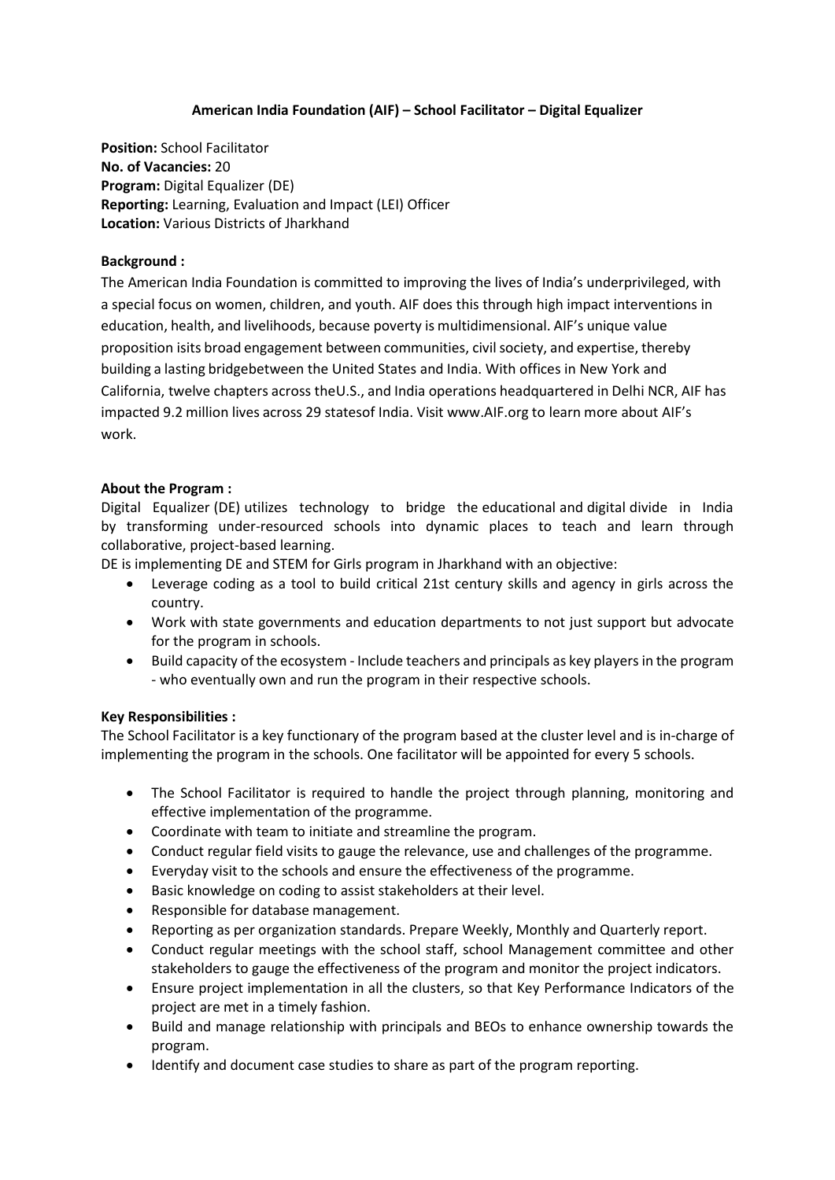**American India Foundation (AIF) – School Facilitator – Digital Equalizer**

**Position:** School Facilitator
**No. of Vacancies:** 20
**Program:** Digital Equalizer (DE)
**Reporting:** Learning, Evaluation and Impact (LEI) Officer
**Location:** Various Districts of Jharkhand

**Background :**

The American India Foundation is committed to improving the lives of India's underprivileged, with a special focus on women, children, and youth. AIF does this through high impact interventions in education, health, and livelihoods, because poverty is multidimensional. AIF's unique value proposition isits broad engagement between communities, civil society, and expertise, thereby building a lasting bridgebetween the United States and India. With offices in New York and California, twelve chapters across theU.S., and India operations headquartered in Delhi NCR, AIF has impacted 9.2 million lives across 29 statesof India. Visit www.AIF.org to learn more about AIF's work.

**About the Program :**

Digital Equalizer (DE) utilizes technology to bridge the educational and digital divide in India by transforming under-resourced schools into dynamic places to teach and learn through collaborative, project-based learning.

DE is implementing DE and STEM for Girls program in Jharkhand with an objective:

- Leverage coding as a tool to build critical 21st century skills and agency in girls across the country.
- Work with state governments and education departments to not just support but advocate for the program in schools.
- Build capacity of the ecosystem - Include teachers and principals as key players in the program - who eventually own and run the program in their respective schools.

**Key Responsibilities :**

The School Facilitator is a key functionary of the program based at the cluster level and is in-charge of implementing the program in the schools. One facilitator will be appointed for every 5 schools.

- The School Facilitator is required to handle the project through planning, monitoring and effective implementation of the programme.
- Coordinate with team to initiate and streamline the program.
- Conduct regular field visits to gauge the relevance, use and challenges of the programme.
- Everyday visit to the schools and ensure the effectiveness of the programme.
- Basic knowledge on coding to assist stakeholders at their level.
- Responsible for database management.
- Reporting as per organization standards. Prepare Weekly, Monthly and Quarterly report.
- Conduct regular meetings with the school staff, school Management committee and other stakeholders to gauge the effectiveness of the program and monitor the project indicators.
- Ensure project implementation in all the clusters, so that Key Performance Indicators of the project are met in a timely fashion.
- Build and manage relationship with principals and BEOs to enhance ownership towards the program.
- Identify and document case studies to share as part of the program reporting.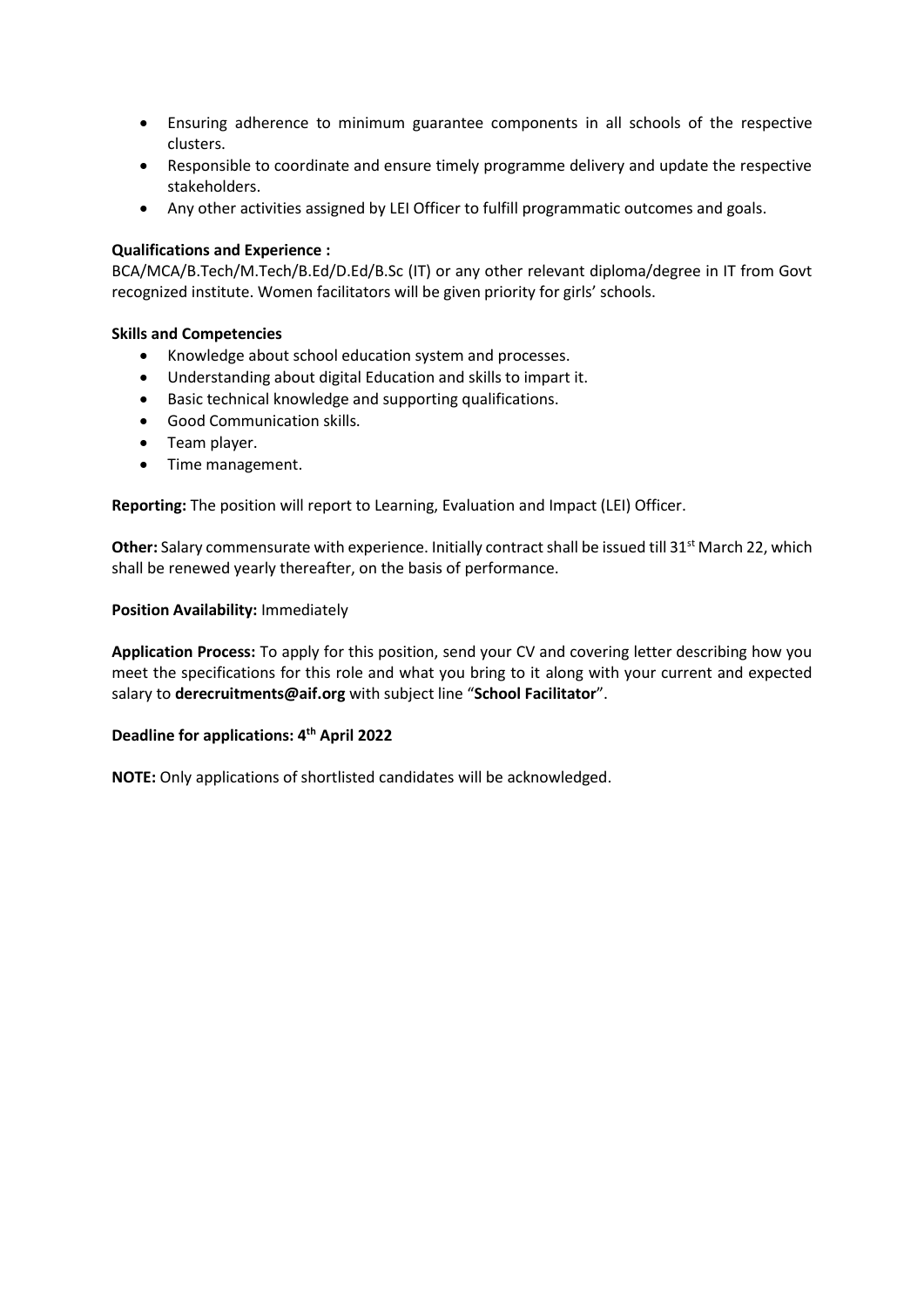- Ensuring adherence to minimum guarantee components in all schools of the respective clusters.
- Responsible to coordinate and ensure timely programme delivery and update the respective stakeholders.
- Any other activities assigned by LEI Officer to fulfill programmatic outcomes and goals.

**Qualifications and Experience :**
BCA/MCA/B.Tech/M.Tech/B.Ed/D.Ed/B.Sc (IT) or any other relevant diploma/degree in IT from Govt recognized institute. Women facilitators will be given priority for girls' schools.

**Skills and Competencies**

- Knowledge about school education system and processes.
- Understanding about digital Education and skills to impart it.
- Basic technical knowledge and supporting qualifications.
- Good Communication skills.
- Team player.
- Time management.

**Reporting:** The position will report to Learning, Evaluation and Impact (LEI) Officer.

**Other:** Salary commensurate with experience. Initially contract shall be issued till 31st March 22, which shall be renewed yearly thereafter, on the basis of performance.

**Position Availability:** Immediately

**Application Process:** To apply for this position, send your CV and covering letter describing how you meet the specifications for this role and what you bring to it along with your current and expected salary to **derecruitments@aif.org** with subject line "**School Facilitator**".

**Deadline for applications: 4th April 2022**

**NOTE:** Only applications of shortlisted candidates will be acknowledged.